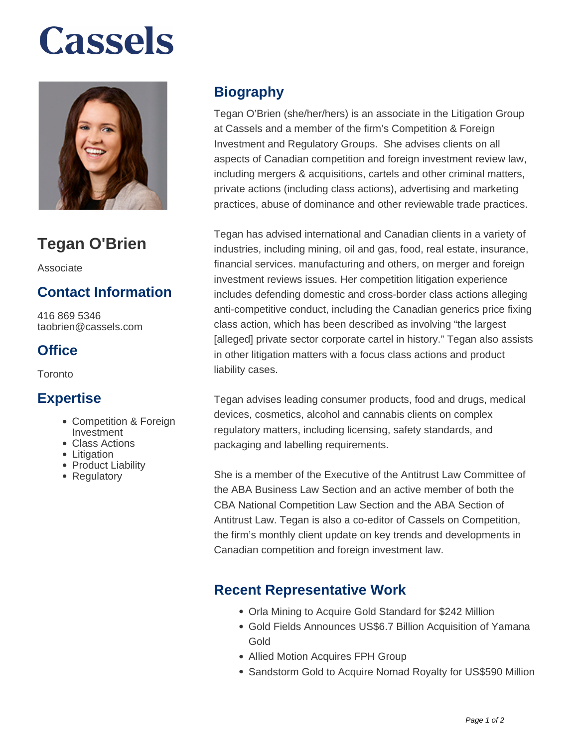# Cassels

## Tegan O'Brien

Associate

### Contact Information

416 869 5346
taobrien@cassels.com

### Office

Toronto

### Expertise

- Competition & Foreign Investment
- Class Actions
- Litigation
- Product Liability
- Regulatory

## Biography

Tegan O'Brien (she/her/hers) is an associate in the Litigation Group at Cassels and a member of the firm's Competition & Foreign Investment and Regulatory Groups. She advises clients on all aspects of Canadian competition and foreign investment review law, including mergers & acquisitions, cartels and other criminal matters, private actions (including class actions), advertising and marketing practices, abuse of dominance and other reviewable trade practices.

Tegan has advised international and Canadian clients in a variety of industries, including mining, oil and gas, food, real estate, insurance, financial services. manufacturing and others, on merger and foreign investment reviews issues. Her competition litigation experience includes defending domestic and cross-border class actions alleging anti-competitive conduct, including the Canadian generics price fixing class action, which has been described as involving "the largest [alleged] private sector corporate cartel in history." Tegan also assists in other litigation matters with a focus class actions and product liability cases.

Tegan advises leading consumer products, food and drugs, medical devices, cosmetics, alcohol and cannabis clients on complex regulatory matters, including licensing, safety standards, and packaging and labelling requirements.

She is a member of the Executive of the Antitrust Law Committee of the ABA Business Law Section and an active member of both the CBA National Competition Law Section and the ABA Section of Antitrust Law. Tegan is also a co-editor of Cassels on Competition, the firm's monthly client update on key trends and developments in Canadian competition and foreign investment law.

## Recent Representative Work

- Orla Mining to Acquire Gold Standard for $242 Million
- Gold Fields Announces US$6.7 Billion Acquisition of Yamana Gold
- Allied Motion Acquires FPH Group
- Sandstorm Gold to Acquire Nomad Royalty for US$590 Million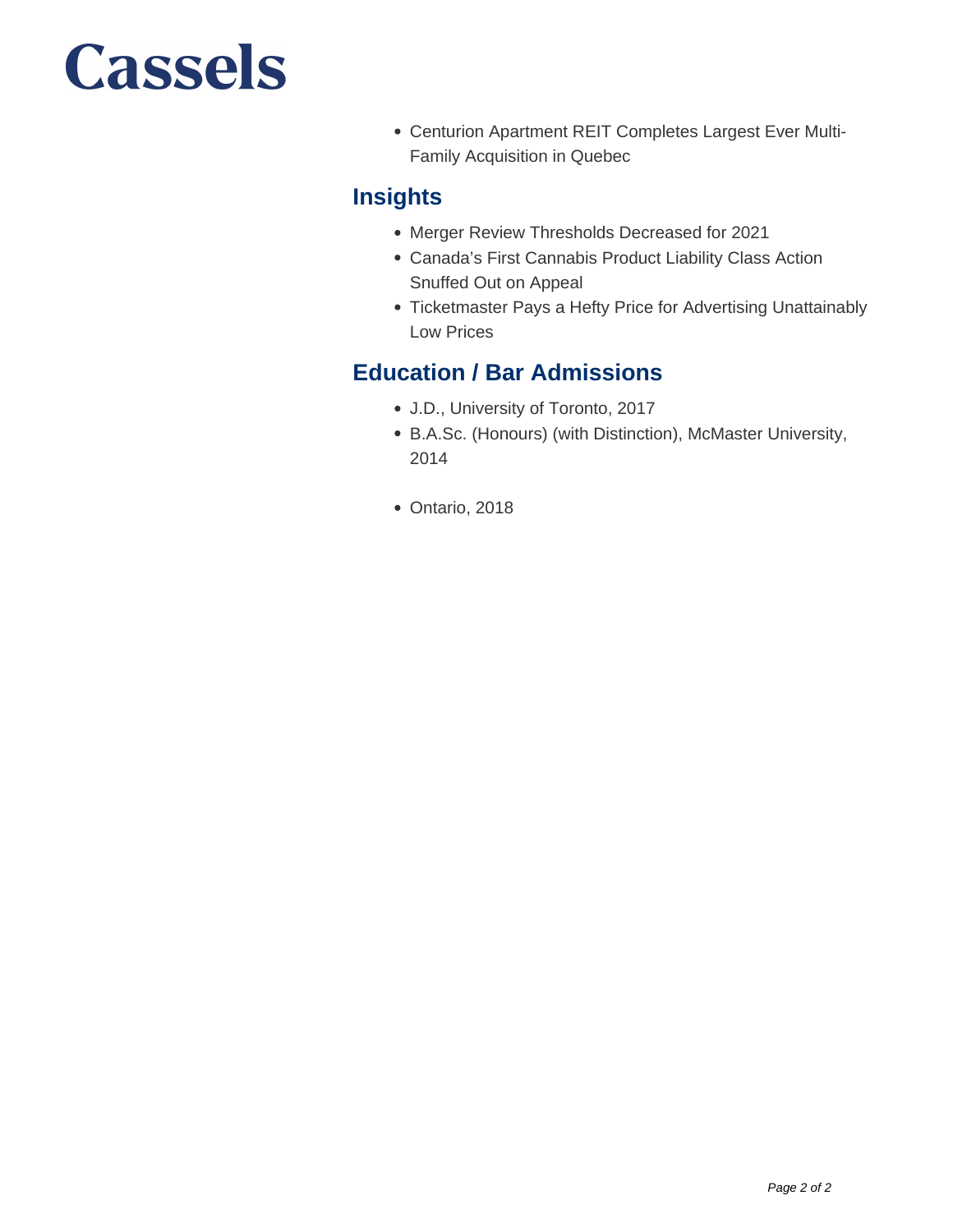- Centurion Apartment REIT Completes Largest Ever Multi-Family Acquisition in Quebec

## Insights

- Merger Review Thresholds Decreased for 2021
- Canada's First Cannabis Product Liability Class Action Snuffed Out on Appeal
- Ticketmaster Pays a Hefty Price for Advertising Unattainably Low Prices

## Education / Bar Admissions

- J.D., University of Toronto, 2017
- B.A.Sc. (Honours) (with Distinction), McMaster University, 2014

- Ontario, 2018